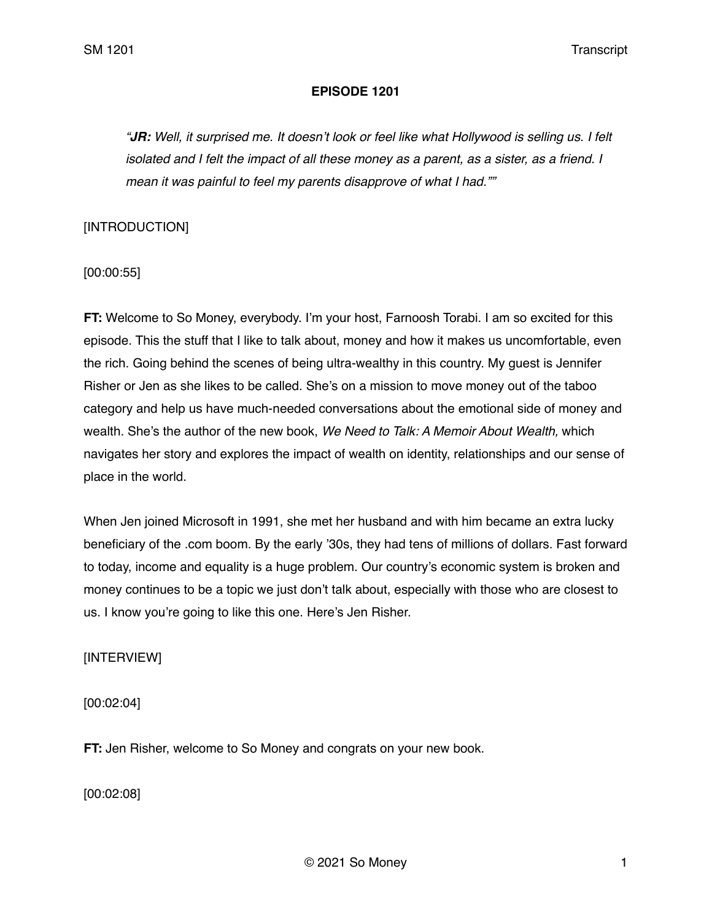# EPISODE 1201

> *"**JR:** Well, it surprised me. It doesn't look or feel like what Hollywood is selling us. I felt isolated and I felt the impact of all these money as a parent, as a sister, as a friend. I mean it was painful to feel my parents disapprove of what I had.""*

[INTRODUCTION]

[00:00:55]

**FT:** Welcome to So Money, everybody. I'm your host, Farnoosh Torabi. I am so excited for this episode. This the stuff that I like to talk about, money and how it makes us uncomfortable, even the rich. Going behind the scenes of being ultra-wealthy in this country. My guest is Jennifer Risher or Jen as she likes to be called. She's on a mission to move money out of the taboo category and help us have much-needed conversations about the emotional side of money and wealth. She's the author of the new book, *We Need to Talk: A Memoir About Wealth,* which navigates her story and explores the impact of wealth on identity, relationships and our sense of place in the world.

When Jen joined Microsoft in 1991, she met her husband and with him became an extra lucky beneficiary of the .com boom. By the early '30s, they had tens of millions of dollars. Fast forward to today, income and equality is a huge problem. Our country's economic system is broken and money continues to be a topic we just don't talk about, especially with those who are closest to us. I know you're going to like this one. Here's Jen Risher.

[INTERVIEW]

[00:02:04]

**FT:** Jen Risher, welcome to So Money and congrats on your new book.

[00:02:08]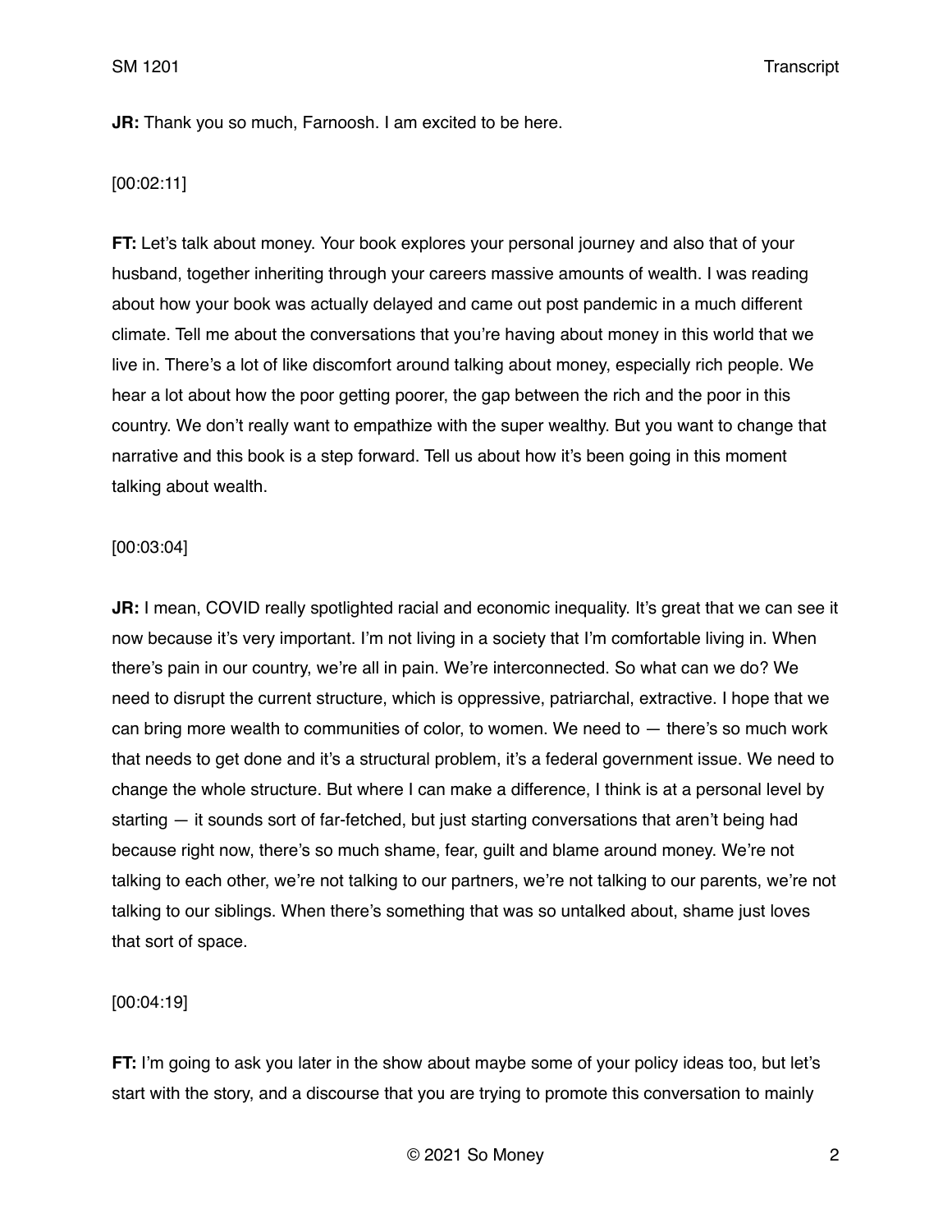**JR:** Thank you so much, Farnoosh. I am excited to be here.

[00:02:11]

**FT:** Let's talk about money. Your book explores your personal journey and also that of your husband, together inheriting through your careers massive amounts of wealth. I was reading about how your book was actually delayed and came out post pandemic in a much different climate. Tell me about the conversations that you're having about money in this world that we live in. There's a lot of like discomfort around talking about money, especially rich people. We hear a lot about how the poor getting poorer, the gap between the rich and the poor in this country. We don't really want to empathize with the super wealthy. But you want to change that narrative and this book is a step forward. Tell us about how it's been going in this moment talking about wealth.

[00:03:04]

**JR:** I mean, COVID really spotlighted racial and economic inequality. It's great that we can see it now because it's very important. I'm not living in a society that I'm comfortable living in. When there's pain in our country, we're all in pain. We're interconnected. So what can we do? We need to disrupt the current structure, which is oppressive, patriarchal, extractive. I hope that we can bring more wealth to communities of color, to women. We need to — there's so much work that needs to get done and it's a structural problem, it's a federal government issue. We need to change the whole structure. But where I can make a difference, I think is at a personal level by starting — it sounds sort of far-fetched, but just starting conversations that aren't being had because right now, there's so much shame, fear, guilt and blame around money. We're not talking to each other, we're not talking to our partners, we're not talking to our parents, we're not talking to our siblings. When there's something that was so untalked about, shame just loves that sort of space.

[00:04:19]

**FT:** I'm going to ask you later in the show about maybe some of your policy ideas too, but let's start with the story, and a discourse that you are trying to promote this conversation to mainly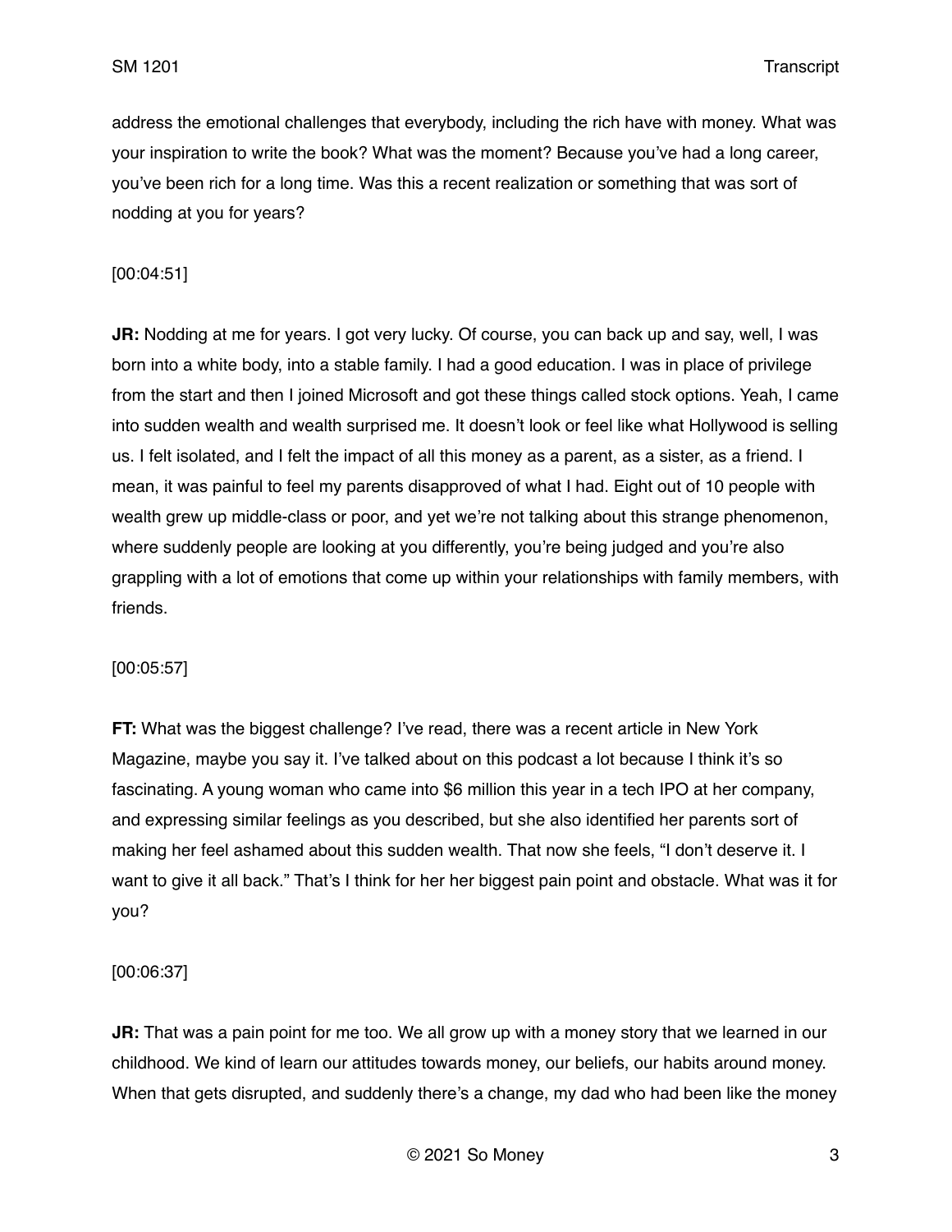address the emotional challenges that everybody, including the rich have with money. What was your inspiration to write the book? What was the moment? Because you've had a long career, you've been rich for a long time. Was this a recent realization or something that was sort of nodding at you for years?

[00:04:51]

**JR:** Nodding at me for years. I got very lucky. Of course, you can back up and say, well, I was born into a white body, into a stable family. I had a good education. I was in place of privilege from the start and then I joined Microsoft and got these things called stock options. Yeah, I came into sudden wealth and wealth surprised me. It doesn't look or feel like what Hollywood is selling us. I felt isolated, and I felt the impact of all this money as a parent, as a sister, as a friend. I mean, it was painful to feel my parents disapproved of what I had. Eight out of 10 people with wealth grew up middle-class or poor, and yet we're not talking about this strange phenomenon, where suddenly people are looking at you differently, you're being judged and you're also grappling with a lot of emotions that come up within your relationships with family members, with friends.

[00:05:57]

**FT:** What was the biggest challenge? I've read, there was a recent article in New York Magazine, maybe you say it. I've talked about on this podcast a lot because I think it's so fascinating. A young woman who came into $6 million this year in a tech IPO at her company, and expressing similar feelings as you described, but she also identified her parents sort of making her feel ashamed about this sudden wealth. That now she feels, "I don't deserve it. I want to give it all back." That's I think for her her biggest pain point and obstacle. What was it for you?

[00:06:37]

**JR:** That was a pain point for me too. We all grow up with a money story that we learned in our childhood. We kind of learn our attitudes towards money, our beliefs, our habits around money. When that gets disrupted, and suddenly there's a change, my dad who had been like the money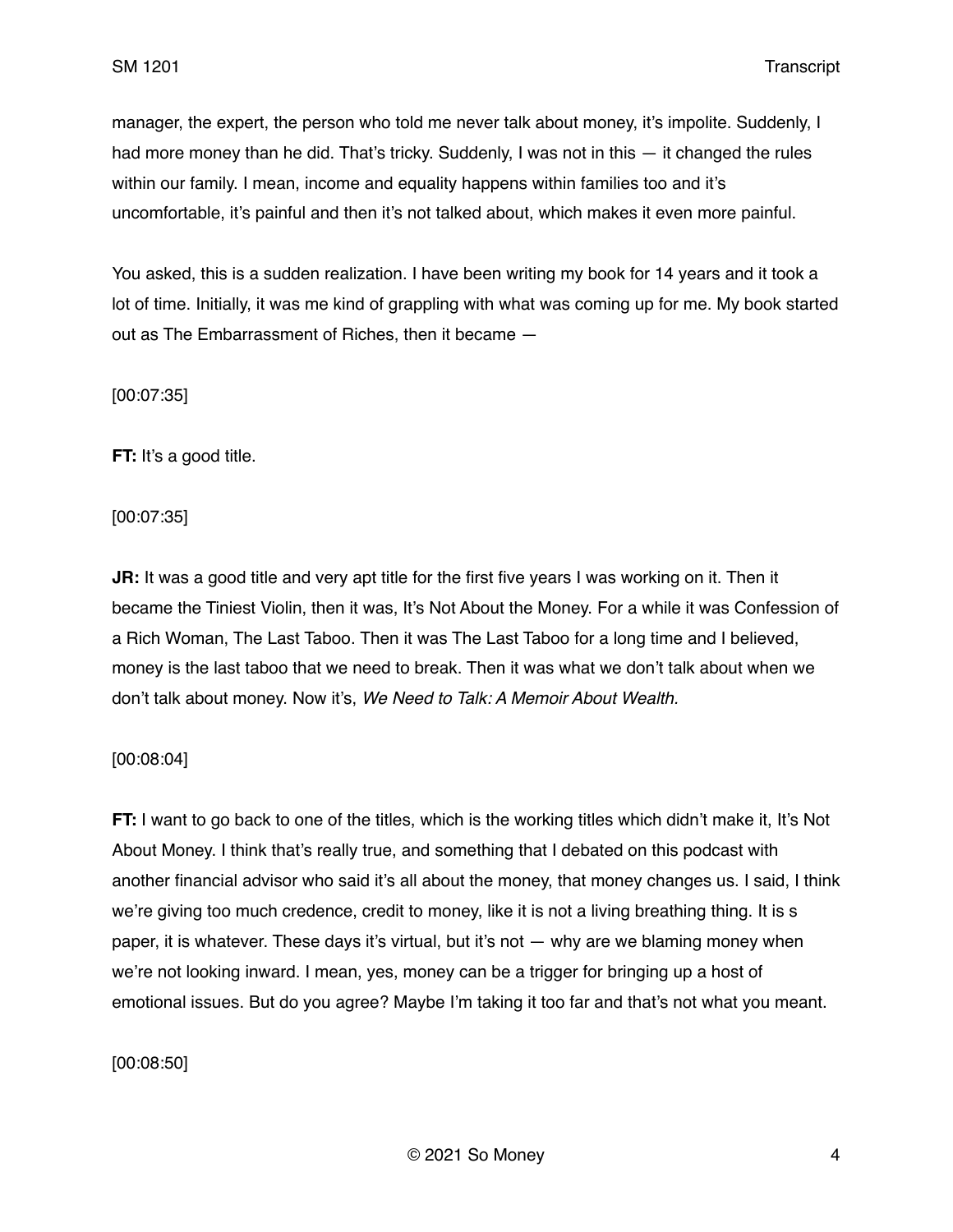manager, the expert, the person who told me never talk about money, it's impolite. Suddenly, I had more money than he did. That's tricky. Suddenly, I was not in this — it changed the rules within our family. I mean, income and equality happens within families too and it's uncomfortable, it's painful and then it's not talked about, which makes it even more painful.

You asked, this is a sudden realization. I have been writing my book for 14 years and it took a lot of time. Initially, it was me kind of grappling with what was coming up for me. My book started out as The Embarrassment of Riches, then it became —

[00:07:35]

**FT:** It's a good title.

[00:07:35]

**JR:** It was a good title and very apt title for the first five years I was working on it. Then it became the Tiniest Violin, then it was, It's Not About the Money. For a while it was Confession of a Rich Woman, The Last Taboo. Then it was The Last Taboo for a long time and I believed, money is the last taboo that we need to break. Then it was what we don't talk about when we don't talk about money. Now it's, *We Need to Talk: A Memoir About Wealth.*

[00:08:04]

**FT:** I want to go back to one of the titles, which is the working titles which didn't make it, It's Not About Money. I think that's really true, and something that I debated on this podcast with another financial advisor who said it's all about the money, that money changes us. I said, I think we're giving too much credence, credit to money, like it is not a living breathing thing. It is s paper, it is whatever. These days it's virtual, but it's not — why are we blaming money when we're not looking inward. I mean, yes, money can be a trigger for bringing up a host of emotional issues. But do you agree? Maybe I'm taking it too far and that's not what you meant.

[00:08:50]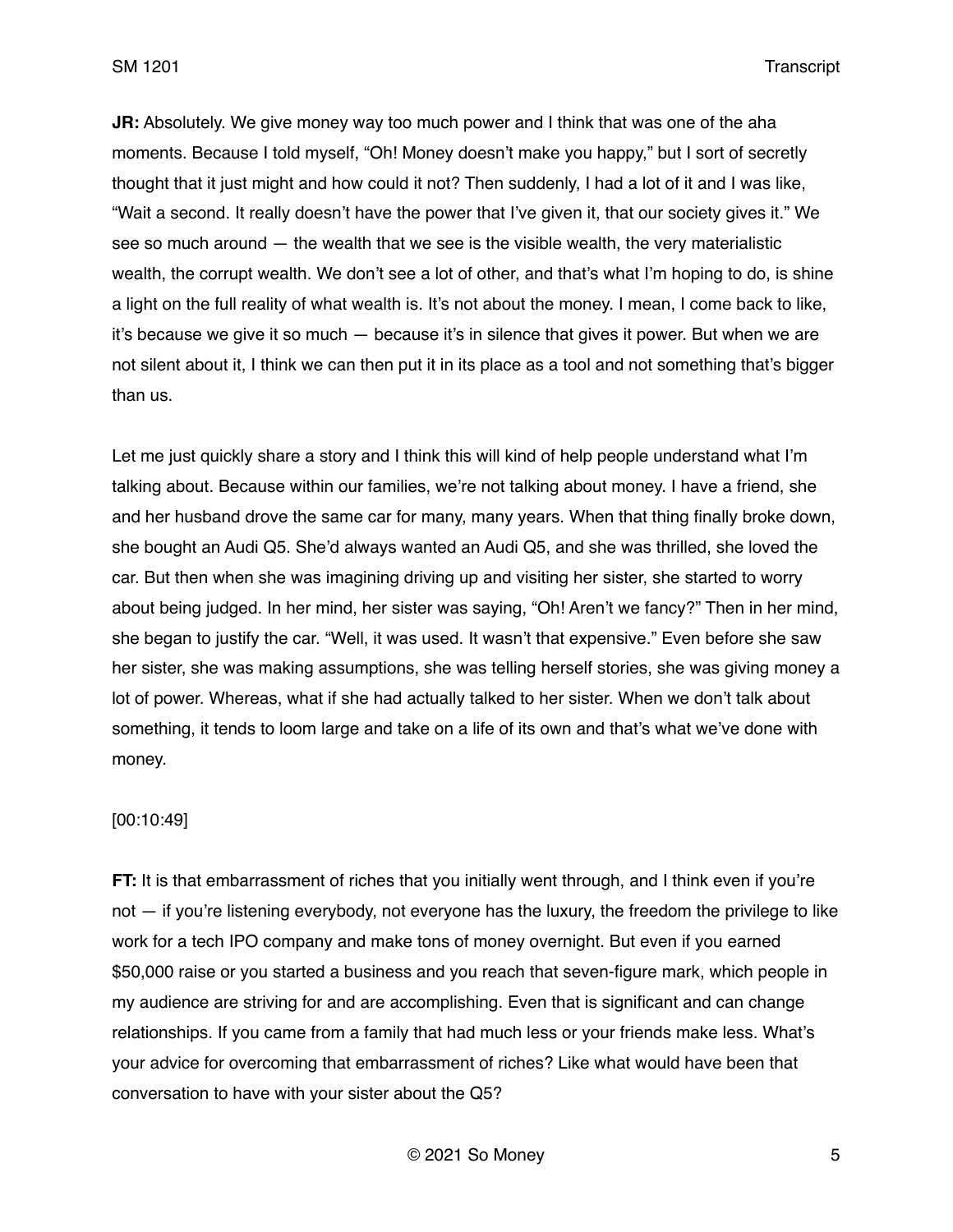**JR:** Absolutely. We give money way too much power and I think that was one of the aha moments. Because I told myself, "Oh! Money doesn't make you happy," but I sort of secretly thought that it just might and how could it not? Then suddenly, I had a lot of it and I was like, "Wait a second. It really doesn't have the power that I've given it, that our society gives it." We see so much around — the wealth that we see is the visible wealth, the very materialistic wealth, the corrupt wealth. We don't see a lot of other, and that's what I'm hoping to do, is shine a light on the full reality of what wealth is. It's not about the money. I mean, I come back to like, it's because we give it so much — because it's in silence that gives it power. But when we are not silent about it, I think we can then put it in its place as a tool and not something that's bigger than us.

Let me just quickly share a story and I think this will kind of help people understand what I'm talking about. Because within our families, we're not talking about money. I have a friend, she and her husband drove the same car for many, many years. When that thing finally broke down, she bought an Audi Q5. She'd always wanted an Audi Q5, and she was thrilled, she loved the car. But then when she was imagining driving up and visiting her sister, she started to worry about being judged. In her mind, her sister was saying, "Oh! Aren't we fancy?" Then in her mind, she began to justify the car. "Well, it was used. It wasn't that expensive." Even before she saw her sister, she was making assumptions, she was telling herself stories, she was giving money a lot of power. Whereas, what if she had actually talked to her sister. When we don't talk about something, it tends to loom large and take on a life of its own and that's what we've done with money.

[00:10:49]

**FT:** It is that embarrassment of riches that you initially went through, and I think even if you're not — if you're listening everybody, not everyone has the luxury, the freedom the privilege to like work for a tech IPO company and make tons of money overnight. But even if you earned $50,000 raise or you started a business and you reach that seven-figure mark, which people in my audience are striving for and are accomplishing. Even that is significant and can change relationships. If you came from a family that had much less or your friends make less. What's your advice for overcoming that embarrassment of riches? Like what would have been that conversation to have with your sister about the Q5?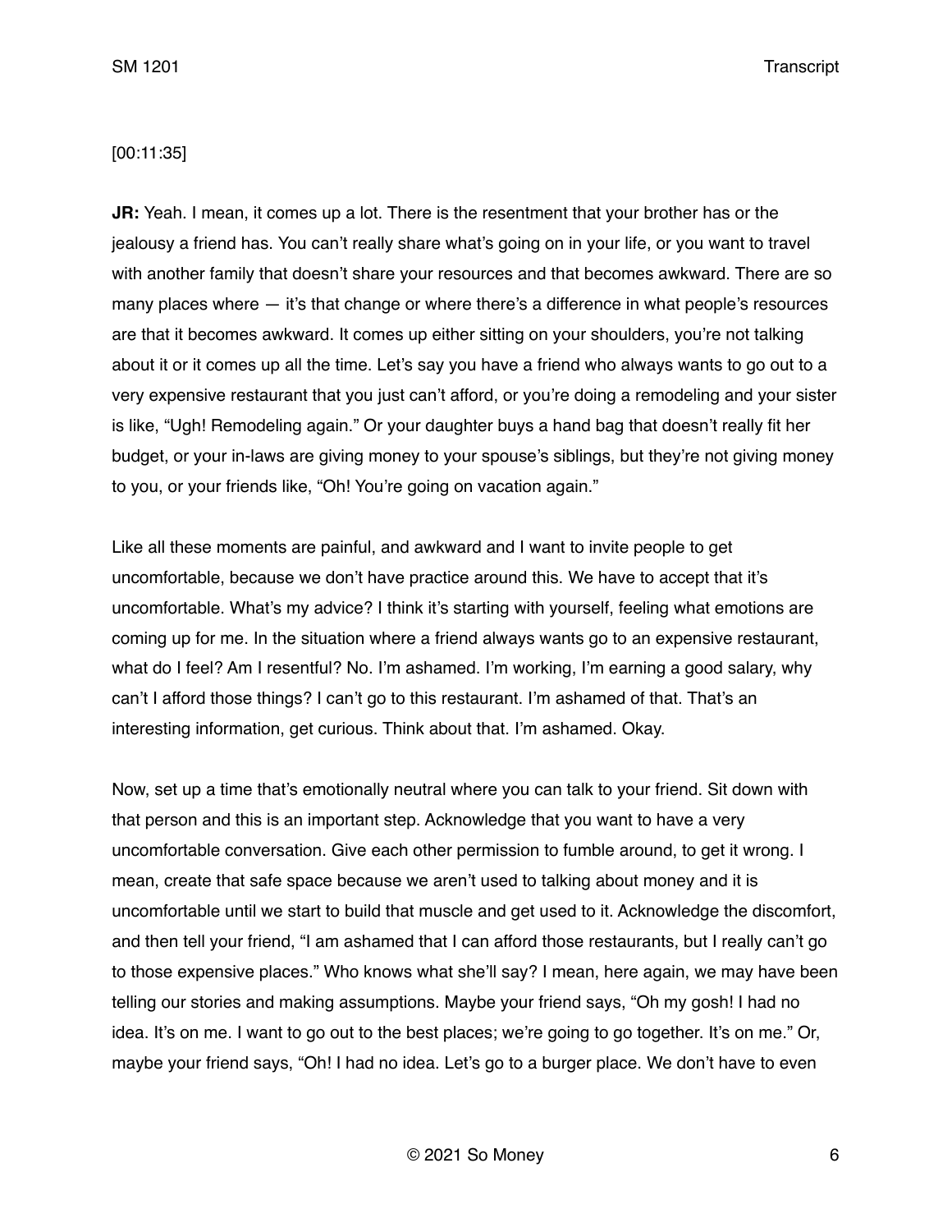[00:11:35]

**JR:** Yeah. I mean, it comes up a lot. There is the resentment that your brother has or the jealousy a friend has. You can't really share what's going on in your life, or you want to travel with another family that doesn't share your resources and that becomes awkward. There are so many places where — it's that change or where there's a difference in what people's resources are that it becomes awkward. It comes up either sitting on your shoulders, you're not talking about it or it comes up all the time. Let's say you have a friend who always wants to go out to a very expensive restaurant that you just can't afford, or you're doing a remodeling and your sister is like, "Ugh! Remodeling again." Or your daughter buys a hand bag that doesn't really fit her budget, or your in-laws are giving money to your spouse's siblings, but they're not giving money to you, or your friends like, "Oh! You're going on vacation again."

Like all these moments are painful, and awkward and I want to invite people to get uncomfortable, because we don't have practice around this. We have to accept that it's uncomfortable. What's my advice? I think it's starting with yourself, feeling what emotions are coming up for me. In the situation where a friend always wants go to an expensive restaurant, what do I feel? Am I resentful? No. I'm ashamed. I'm working, I'm earning a good salary, why can't I afford those things? I can't go to this restaurant. I'm ashamed of that. That's an interesting information, get curious. Think about that. I'm ashamed. Okay.

Now, set up a time that's emotionally neutral where you can talk to your friend. Sit down with that person and this is an important step. Acknowledge that you want to have a very uncomfortable conversation. Give each other permission to fumble around, to get it wrong. I mean, create that safe space because we aren't used to talking about money and it is uncomfortable until we start to build that muscle and get used to it. Acknowledge the discomfort, and then tell your friend, "I am ashamed that I can afford those restaurants, but I really can't go to those expensive places." Who knows what she'll say? I mean, here again, we may have been telling our stories and making assumptions. Maybe your friend says, "Oh my gosh! I had no idea. It's on me. I want to go out to the best places; we're going to go together. It's on me." Or, maybe your friend says, "Oh! I had no idea. Let's go to a burger place. We don't have to even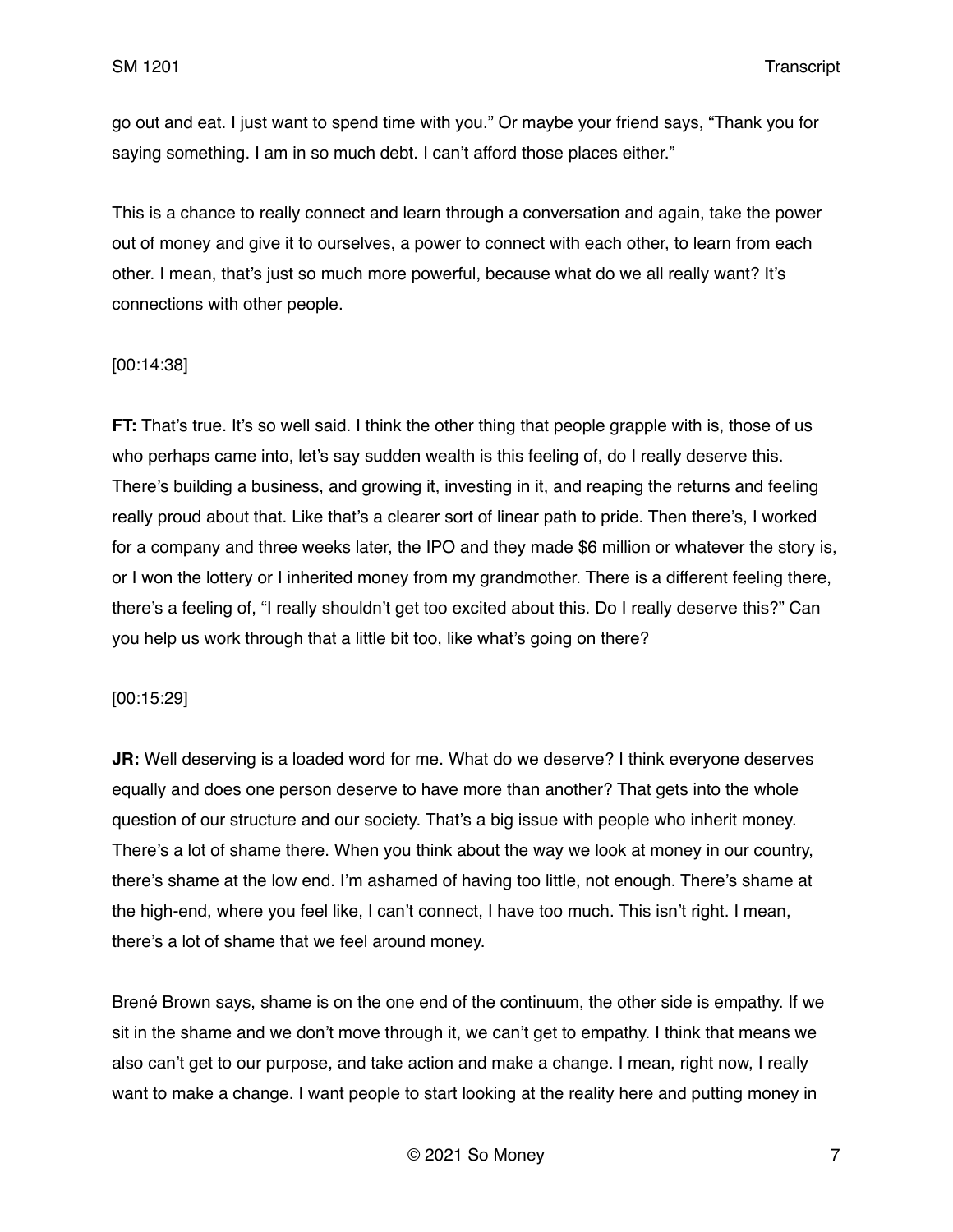go out and eat. I just want to spend time with you." Or maybe your friend says, "Thank you for saying something. I am in so much debt. I can't afford those places either."

This is a chance to really connect and learn through a conversation and again, take the power out of money and give it to ourselves, a power to connect with each other, to learn from each other. I mean, that's just so much more powerful, because what do we all really want? It's connections with other people.

[00:14:38]

**FT:** That's true. It's so well said. I think the other thing that people grapple with is, those of us who perhaps came into, let's say sudden wealth is this feeling of, do I really deserve this. There's building a business, and growing it, investing in it, and reaping the returns and feeling really proud about that. Like that's a clearer sort of linear path to pride. Then there's, I worked for a company and three weeks later, the IPO and they made $6 million or whatever the story is, or I won the lottery or I inherited money from my grandmother. There is a different feeling there, there's a feeling of, "I really shouldn't get too excited about this. Do I really deserve this?" Can you help us work through that a little bit too, like what's going on there?

[00:15:29]

**JR:** Well deserving is a loaded word for me. What do we deserve? I think everyone deserves equally and does one person deserve to have more than another? That gets into the whole question of our structure and our society. That's a big issue with people who inherit money. There's a lot of shame there. When you think about the way we look at money in our country, there's shame at the low end. I'm ashamed of having too little, not enough. There's shame at the high-end, where you feel like, I can't connect, I have too much. This isn't right. I mean, there's a lot of shame that we feel around money.

Brené Brown says, shame is on the one end of the continuum, the other side is empathy. If we sit in the shame and we don't move through it, we can't get to empathy. I think that means we also can't get to our purpose, and take action and make a change. I mean, right now, I really want to make a change. I want people to start looking at the reality here and putting money in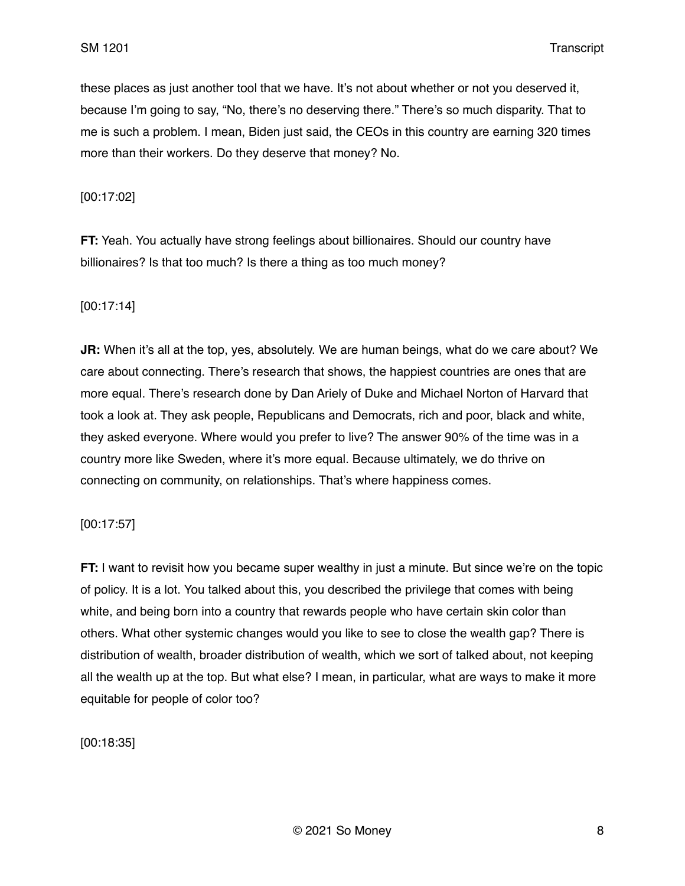these places as just another tool that we have. It's not about whether or not you deserved it, because I'm going to say, "No, there's no deserving there." There's so much disparity. That to me is such a problem. I mean, Biden just said, the CEOs in this country are earning 320 times more than their workers. Do they deserve that money? No.

[00:17:02]

**FT:** Yeah. You actually have strong feelings about billionaires. Should our country have billionaires? Is that too much? Is there a thing as too much money?

[00:17:14]

**JR:** When it's all at the top, yes, absolutely. We are human beings, what do we care about? We care about connecting. There's research that shows, the happiest countries are ones that are more equal. There's research done by Dan Ariely of Duke and Michael Norton of Harvard that took a look at. They ask people, Republicans and Democrats, rich and poor, black and white, they asked everyone. Where would you prefer to live? The answer 90% of the time was in a country more like Sweden, where it's more equal. Because ultimately, we do thrive on connecting on community, on relationships. That's where happiness comes.

[00:17:57]

**FT:** I want to revisit how you became super wealthy in just a minute. But since we're on the topic of policy. It is a lot. You talked about this, you described the privilege that comes with being white, and being born into a country that rewards people who have certain skin color than others. What other systemic changes would you like to see to close the wealth gap? There is distribution of wealth, broader distribution of wealth, which we sort of talked about, not keeping all the wealth up at the top. But what else? I mean, in particular, what are ways to make it more equitable for people of color too?

[00:18:35]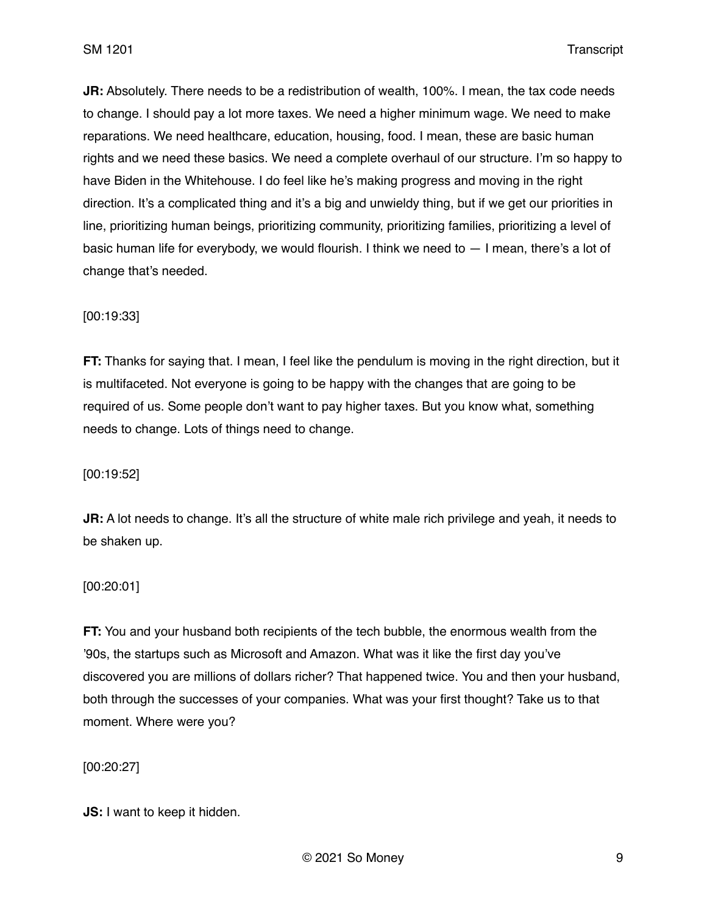**JR:** Absolutely. There needs to be a redistribution of wealth, 100%. I mean, the tax code needs to change. I should pay a lot more taxes. We need a higher minimum wage. We need to make reparations. We need healthcare, education, housing, food. I mean, these are basic human rights and we need these basics. We need a complete overhaul of our structure. I'm so happy to have Biden in the Whitehouse. I do feel like he's making progress and moving in the right direction. It's a complicated thing and it's a big and unwieldy thing, but if we get our priorities in line, prioritizing human beings, prioritizing community, prioritizing families, prioritizing a level of basic human life for everybody, we would flourish. I think we need to — I mean, there's a lot of change that's needed.

[00:19:33]

**FT:** Thanks for saying that. I mean, I feel like the pendulum is moving in the right direction, but it is multifaceted. Not everyone is going to be happy with the changes that are going to be required of us. Some people don't want to pay higher taxes. But you know what, something needs to change. Lots of things need to change.

[00:19:52]

**JR:** A lot needs to change. It's all the structure of white male rich privilege and yeah, it needs to be shaken up.

[00:20:01]

**FT:** You and your husband both recipients of the tech bubble, the enormous wealth from the '90s, the startups such as Microsoft and Amazon. What was it like the first day you've discovered you are millions of dollars richer? That happened twice. You and then your husband, both through the successes of your companies. What was your first thought? Take us to that moment. Where were you?

[00:20:27]

**JS:** I want to keep it hidden.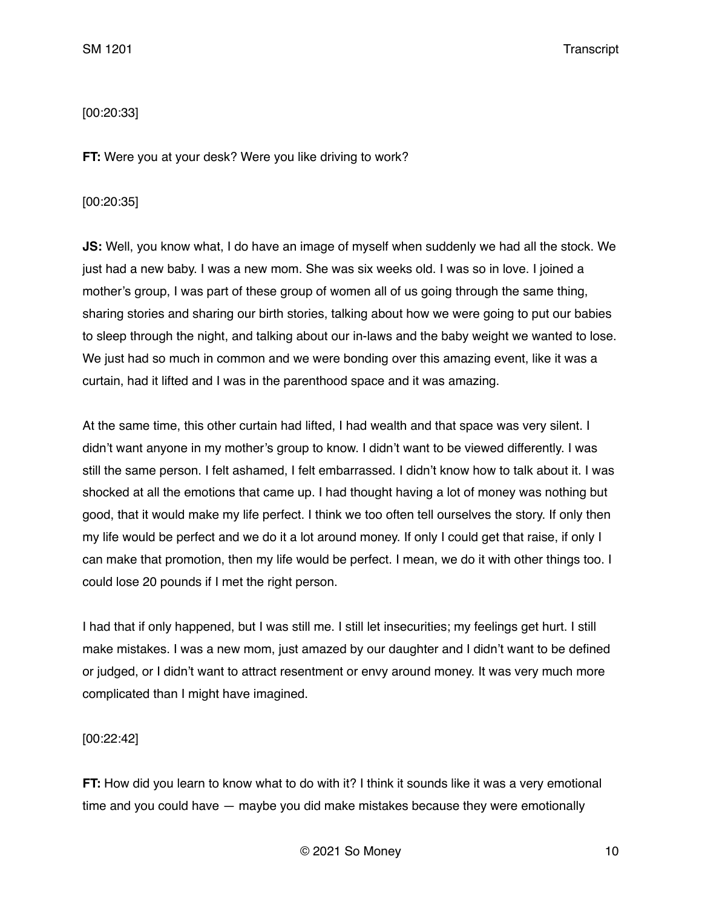[00:20:33]

**FT:** Were you at your desk? Were you like driving to work?

[00:20:35]

**JS:** Well, you know what, I do have an image of myself when suddenly we had all the stock. We just had a new baby. I was a new mom. She was six weeks old. I was so in love. I joined a mother's group, I was part of these group of women all of us going through the same thing, sharing stories and sharing our birth stories, talking about how we were going to put our babies to sleep through the night, and talking about our in-laws and the baby weight we wanted to lose. We just had so much in common and we were bonding over this amazing event, like it was a curtain, had it lifted and I was in the parenthood space and it was amazing.

At the same time, this other curtain had lifted, I had wealth and that space was very silent. I didn't want anyone in my mother's group to know. I didn't want to be viewed differently. I was still the same person. I felt ashamed, I felt embarrassed. I didn't know how to talk about it. I was shocked at all the emotions that came up. I had thought having a lot of money was nothing but good, that it would make my life perfect. I think we too often tell ourselves the story. If only then my life would be perfect and we do it a lot around money. If only I could get that raise, if only I can make that promotion, then my life would be perfect. I mean, we do it with other things too. I could lose 20 pounds if I met the right person.

I had that if only happened, but I was still me. I still let insecurities; my feelings get hurt. I still make mistakes. I was a new mom, just amazed by our daughter and I didn't want to be defined or judged, or I didn't want to attract resentment or envy around money. It was very much more complicated than I might have imagined.

[00:22:42]

**FT:** How did you learn to know what to do with it? I think it sounds like it was a very emotional time and you could have — maybe you did make mistakes because they were emotionally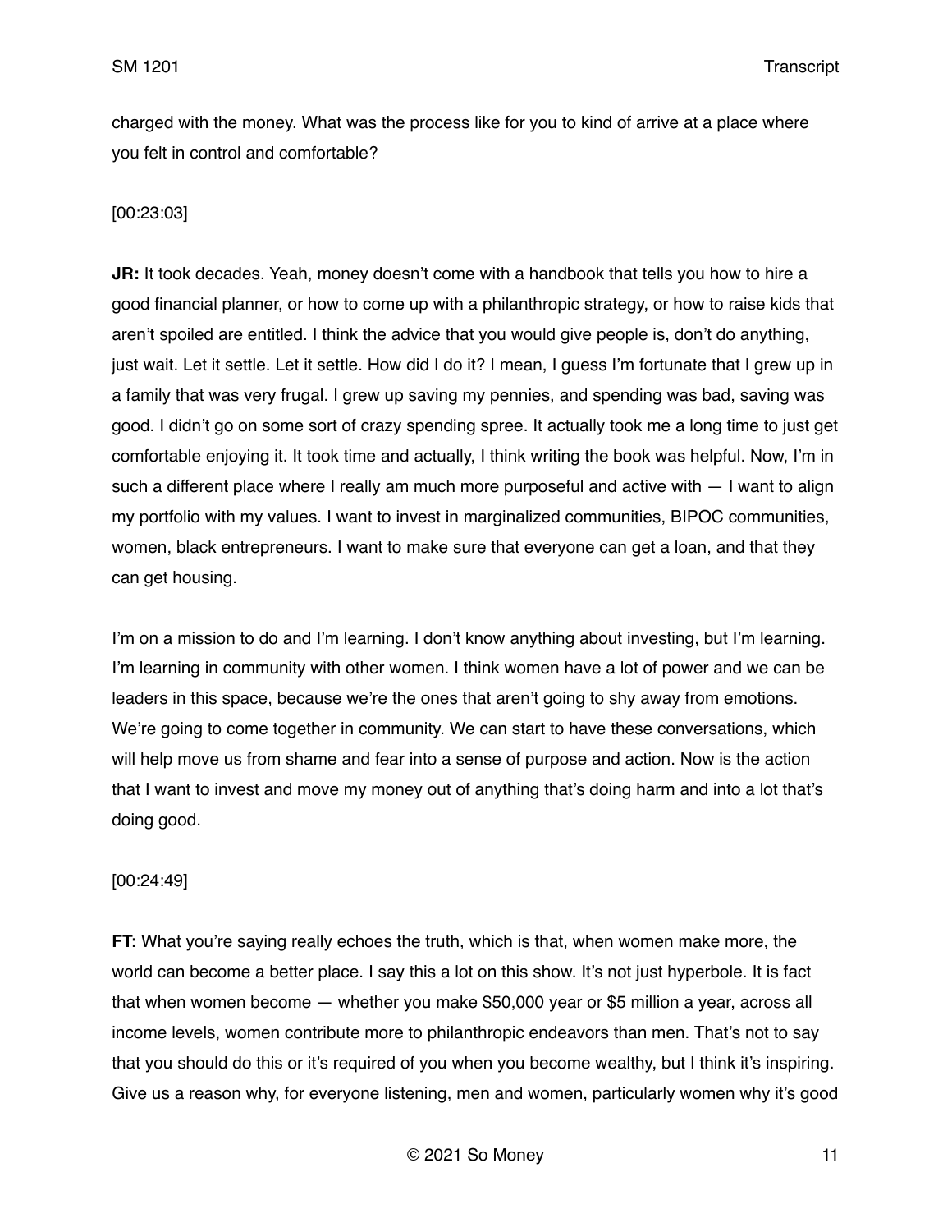charged with the money. What was the process like for you to kind of arrive at a place where you felt in control and comfortable?

[00:23:03]

**JR:** It took decades. Yeah, money doesn't come with a handbook that tells you how to hire a good financial planner, or how to come up with a philanthropic strategy, or how to raise kids that aren't spoiled are entitled. I think the advice that you would give people is, don't do anything, just wait. Let it settle. Let it settle. How did I do it? I mean, I guess I'm fortunate that I grew up in a family that was very frugal. I grew up saving my pennies, and spending was bad, saving was good. I didn't go on some sort of crazy spending spree. It actually took me a long time to just get comfortable enjoying it. It took time and actually, I think writing the book was helpful. Now, I'm in such a different place where I really am much more purposeful and active with — I want to align my portfolio with my values. I want to invest in marginalized communities, BIPOC communities, women, black entrepreneurs. I want to make sure that everyone can get a loan, and that they can get housing.

I'm on a mission to do and I'm learning. I don't know anything about investing, but I'm learning. I'm learning in community with other women. I think women have a lot of power and we can be leaders in this space, because we're the ones that aren't going to shy away from emotions. We're going to come together in community. We can start to have these conversations, which will help move us from shame and fear into a sense of purpose and action. Now is the action that I want to invest and move my money out of anything that's doing harm and into a lot that's doing good.

[00:24:49]

**FT:** What you're saying really echoes the truth, which is that, when women make more, the world can become a better place. I say this a lot on this show. It's not just hyperbole. It is fact that when women become — whether you make $50,000 year or $5 million a year, across all income levels, women contribute more to philanthropic endeavors than men. That's not to say that you should do this or it's required of you when you become wealthy, but I think it's inspiring. Give us a reason why, for everyone listening, men and women, particularly women why it's good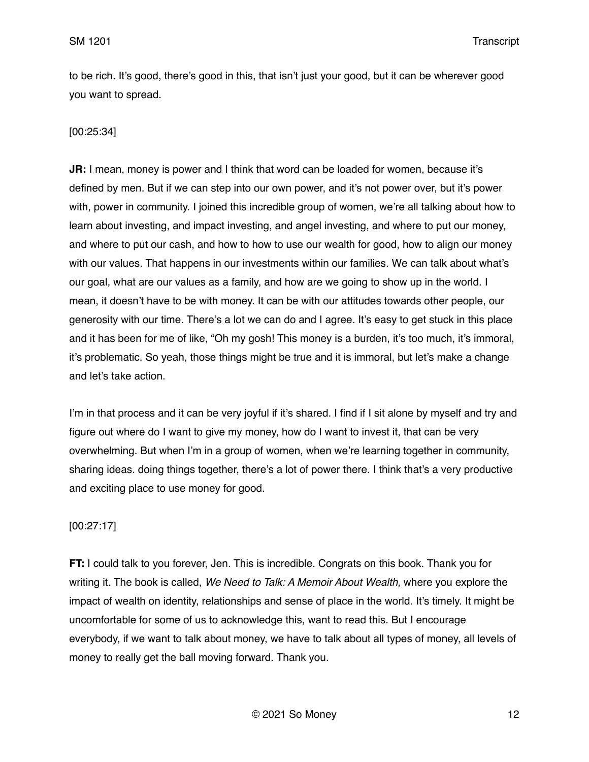to be rich. It's good, there's good in this, that isn't just your good, but it can be wherever good you want to spread.

[00:25:34]

**JR:** I mean, money is power and I think that word can be loaded for women, because it's defined by men. But if we can step into our own power, and it's not power over, but it's power with, power in community. I joined this incredible group of women, we're all talking about how to learn about investing, and impact investing, and angel investing, and where to put our money, and where to put our cash, and how to how to use our wealth for good, how to align our money with our values. That happens in our investments within our families. We can talk about what's our goal, what are our values as a family, and how are we going to show up in the world. I mean, it doesn't have to be with money. It can be with our attitudes towards other people, our generosity with our time. There's a lot we can do and I agree. It's easy to get stuck in this place and it has been for me of like, "Oh my gosh! This money is a burden, it's too much, it's immoral, it's problematic. So yeah, those things might be true and it is immoral, but let's make a change and let's take action.

I'm in that process and it can be very joyful if it's shared. I find if I sit alone by myself and try and figure out where do I want to give my money, how do I want to invest it, that can be very overwhelming. But when I'm in a group of women, when we're learning together in community, sharing ideas. doing things together, there's a lot of power there. I think that's a very productive and exciting place to use money for good.

[00:27:17]

**FT:** I could talk to you forever, Jen. This is incredible. Congrats on this book. Thank you for writing it. The book is called, *We Need to Talk: A Memoir About Wealth,* where you explore the impact of wealth on identity, relationships and sense of place in the world. It's timely. It might be uncomfortable for some of us to acknowledge this, want to read this. But I encourage everybody, if we want to talk about money, we have to talk about all types of money, all levels of money to really get the ball moving forward. Thank you.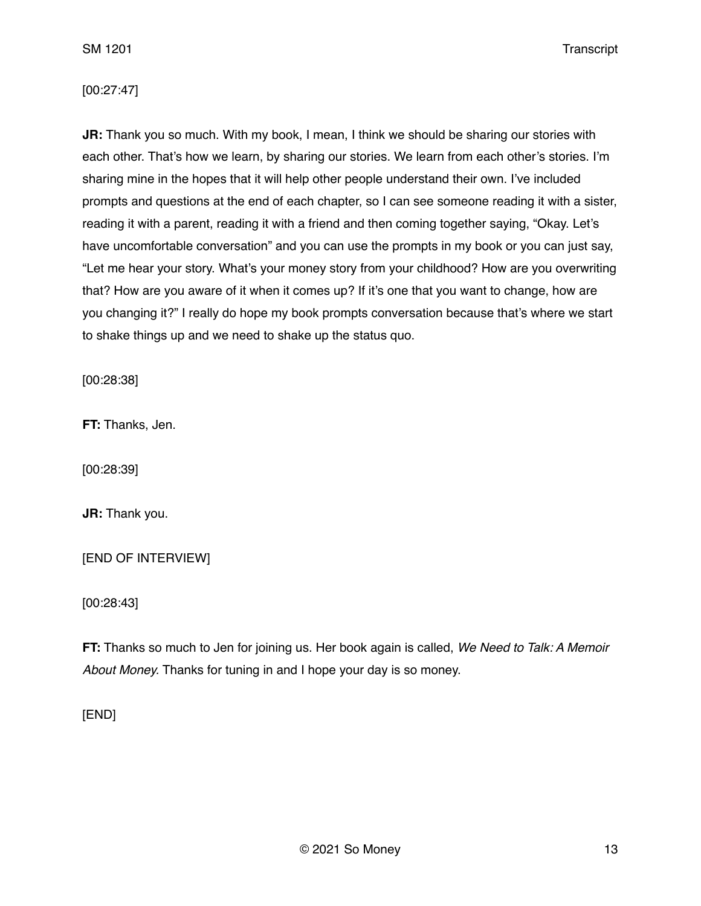[00:27:47]

**JR:** Thank you so much. With my book, I mean, I think we should be sharing our stories with each other. That's how we learn, by sharing our stories. We learn from each other's stories. I'm sharing mine in the hopes that it will help other people understand their own. I've included prompts and questions at the end of each chapter, so I can see someone reading it with a sister, reading it with a parent, reading it with a friend and then coming together saying, "Okay. Let's have uncomfortable conversation" and you can use the prompts in my book or you can just say, "Let me hear your story. What's your money story from your childhood? How are you overwriting that? How are you aware of it when it comes up? If it's one that you want to change, how are you changing it?" I really do hope my book prompts conversation because that's where we start to shake things up and we need to shake up the status quo.

[00:28:38]

**FT:** Thanks, Jen.

[00:28:39]

**JR:** Thank you.

[END OF INTERVIEW]

[00:28:43]

**FT:** Thanks so much to Jen for joining us. Her book again is called, *We Need to Talk: A Memoir About Money.* Thanks for tuning in and I hope your day is so money.

[END]

© 2021 So Money